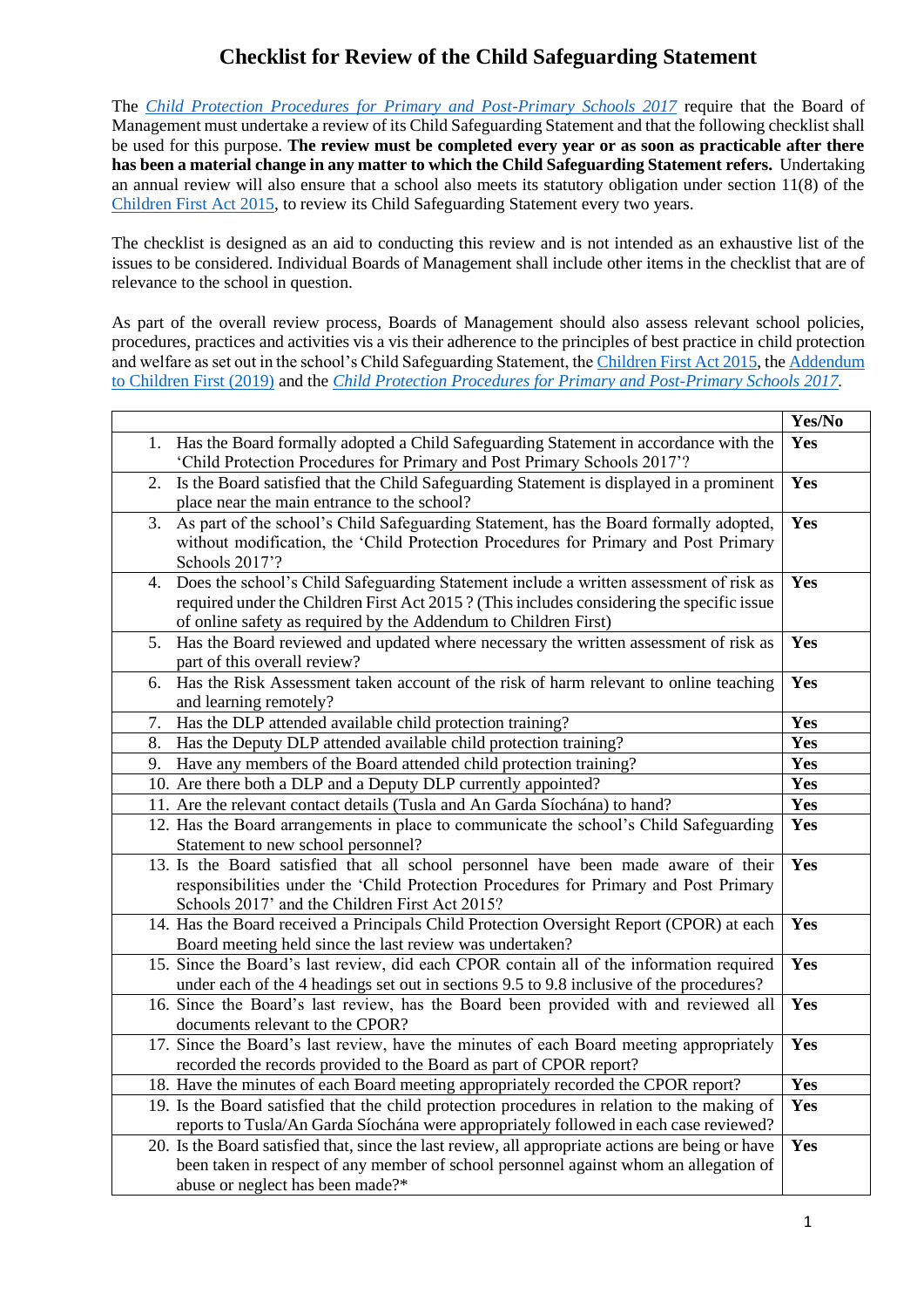# Checklist for Review of the Child Safeguarding Statement

The *Child Protection Procedures for Primary and Post-Primary Schools 2017* require that the Board of Management must undertake a review of its Child Safeguarding Statement and that the following checklist shall be used for this purpose. **The review must be completed every year or as soon as practicable after there has been a material change in any matter to which the Child Safeguarding Statement refers.** Undertaking an annual review will also ensure that a school also meets its statutory obligation under section 11(8) of the Children First Act 2015, to review its Child Safeguarding Statement every two years.

The checklist is designed as an aid to conducting this review and is not intended as an exhaustive list of the issues to be considered. Individual Boards of Management shall include other items in the checklist that are of relevance to the school in question.

As part of the overall review process, Boards of Management should also assess relevant school policies, procedures, practices and activities vis a vis their adherence to the principles of best practice in child protection and welfare as set out in the school's Child Safeguarding Statement, the Children First Act 2015, the Addendum to Children First (2019) and the *Child Protection Procedures for Primary and Post-Primary Schools 2017*.

| | **Yes/No** |
|---|---|
| 1. Has the Board formally adopted a Child Safeguarding Statement in accordance with the 'Child Protection Procedures for Primary and Post Primary Schools 2017'? | **Yes** |
| 2. Is the Board satisfied that the Child Safeguarding Statement is displayed in a prominent place near the main entrance to the school? | **Yes** |
| 3. As part of the school's Child Safeguarding Statement, has the Board formally adopted, without modification, the 'Child Protection Procedures for Primary and Post Primary Schools 2017'? | **Yes** |
| 4. Does the school's Child Safeguarding Statement include a written assessment of risk as required under the Children First Act 2015 ? (This includes considering the specific issue of online safety as required by the Addendum to Children First) | **Yes** |
| 5. Has the Board reviewed and updated where necessary the written assessment of risk as part of this overall review? | **Yes** |
| 6. Has the Risk Assessment taken account of the risk of harm relevant to online teaching and learning remotely? | **Yes** |
| 7. Has the DLP attended available child protection training? | **Yes** |
| 8. Has the Deputy DLP attended available child protection training? | **Yes** |
| 9. Have any members of the Board attended child protection training? | **Yes** |
| 10. Are there both a DLP and a Deputy DLP currently appointed? | **Yes** |
| 11. Are the relevant contact details (Tusla and An Garda Síochána) to hand? | **Yes** |
| 12. Has the Board arrangements in place to communicate the school's Child Safeguarding Statement to new school personnel? | **Yes** |
| 13. Is the Board satisfied that all school personnel have been made aware of their responsibilities under the 'Child Protection Procedures for Primary and Post Primary Schools 2017' and the Children First Act 2015? | **Yes** |
| 14. Has the Board received a Principals Child Protection Oversight Report (CPOR) at each Board meeting held since the last review was undertaken? | **Yes** |
| 15. Since the Board's last review, did each CPOR contain all of the information required under each of the 4 headings set out in sections 9.5 to 9.8 inclusive of the procedures? | **Yes** |
| 16. Since the Board's last review, has the Board been provided with and reviewed all documents relevant to the CPOR? | **Yes** |
| 17. Since the Board's last review, have the minutes of each Board meeting appropriately recorded the records provided to the Board as part of CPOR report? | **Yes** |
| 18. Have the minutes of each Board meeting appropriately recorded the CPOR report? | **Yes** |
| 19. Is the Board satisfied that the child protection procedures in relation to the making of reports to Tusla/An Garda Síochána were appropriately followed in each case reviewed? | **Yes** |
| 20. Is the Board satisfied that, since the last review, all appropriate actions are being or have been taken in respect of any member of school personnel against whom an allegation of abuse or neglect has been made?* | **Yes** |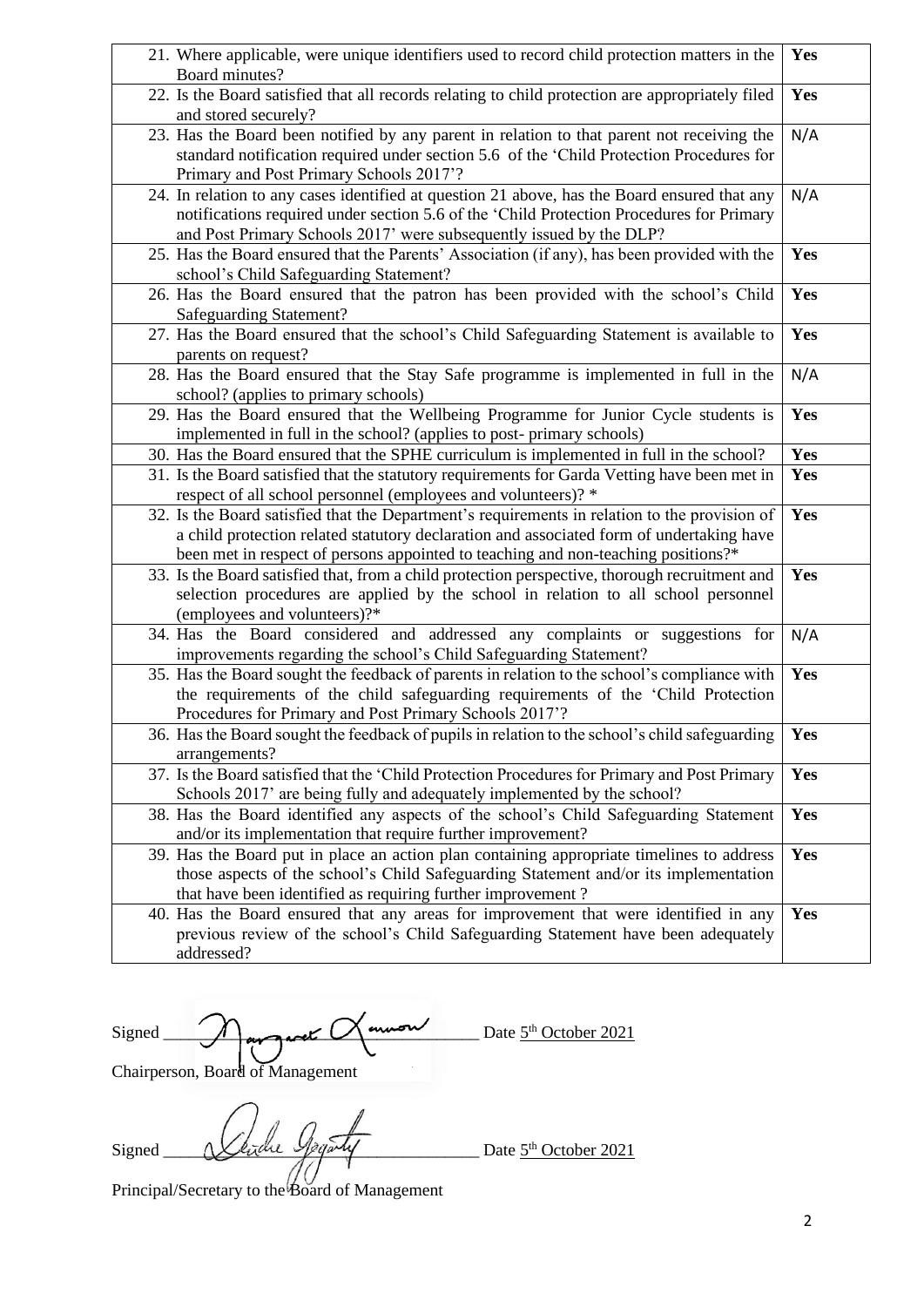| | |
|---|---|
| 21. Where applicable, were unique identifiers used to record child protection matters in the Board minutes? | **Yes** |
| 22. Is the Board satisfied that all records relating to child protection are appropriately filed and stored securely? | **Yes** |
| 23. Has the Board been notified by any parent in relation to that parent not receiving the standard notification required under section 5.6 of the 'Child Protection Procedures for Primary and Post Primary Schools 2017'? | N/A |
| 24. In relation to any cases identified at question 21 above, has the Board ensured that any notifications required under section 5.6 of the 'Child Protection Procedures for Primary and Post Primary Schools 2017' were subsequently issued by the DLP? | N/A |
| 25. Has the Board ensured that the Parents' Association (if any), has been provided with the school's Child Safeguarding Statement? | **Yes** |
| 26. Has the Board ensured that the patron has been provided with the school's Child Safeguarding Statement? | **Yes** |
| 27. Has the Board ensured that the school's Child Safeguarding Statement is available to parents on request? | **Yes** |
| 28. Has the Board ensured that the Stay Safe programme is implemented in full in the school? (applies to primary schools) | N/A |
| 29. Has the Board ensured that the Wellbeing Programme for Junior Cycle students is implemented in full in the school? (applies to post- primary schools) | **Yes** |
| 30. Has the Board ensured that the SPHE curriculum is implemented in full in the school? | **Yes** |
| 31. Is the Board satisfied that the statutory requirements for Garda Vetting have been met in respect of all school personnel (employees and volunteers)? * | **Yes** |
| 32. Is the Board satisfied that the Department's requirements in relation to the provision of a child protection related statutory declaration and associated form of undertaking have been met in respect of persons appointed to teaching and non-teaching positions?* | **Yes** |
| 33. Is the Board satisfied that, from a child protection perspective, thorough recruitment and selection procedures are applied by the school in relation to all school personnel (employees and volunteers)?* | **Yes** |
| 34. Has the Board considered and addressed any complaints or suggestions for improvements regarding the school's Child Safeguarding Statement? | N/A |
| 35. Has the Board sought the feedback of parents in relation to the school's compliance with the requirements of the child safeguarding requirements of the 'Child Protection Procedures for Primary and Post Primary Schools 2017'? | **Yes** |
| 36. Has the Board sought the feedback of pupils in relation to the school's child safeguarding arrangements? | **Yes** |
| 37. Is the Board satisfied that the 'Child Protection Procedures for Primary and Post Primary Schools 2017' are being fully and adequately implemented by the school? | **Yes** |
| 38. Has the Board identified any aspects of the school's Child Safeguarding Statement and/or its implementation that require further improvement? | **Yes** |
| 39. Has the Board put in place an action plan containing appropriate timelines to address those aspects of the school's Child Safeguarding Statement and/or its implementation that have been identified as requiring further improvement ? | **Yes** |
| 40. Has the Board ensured that any areas for improvement that were identified in any previous review of the school's Child Safeguarding Statement have been adequately addressed? | **Yes** |

Signed Margaret Cannon Date 5th October 2021

Chairperson, Board of Management

Signed Deirdre Hegarty Date 5th October 2021

Principal/Secretary to the Board of Management